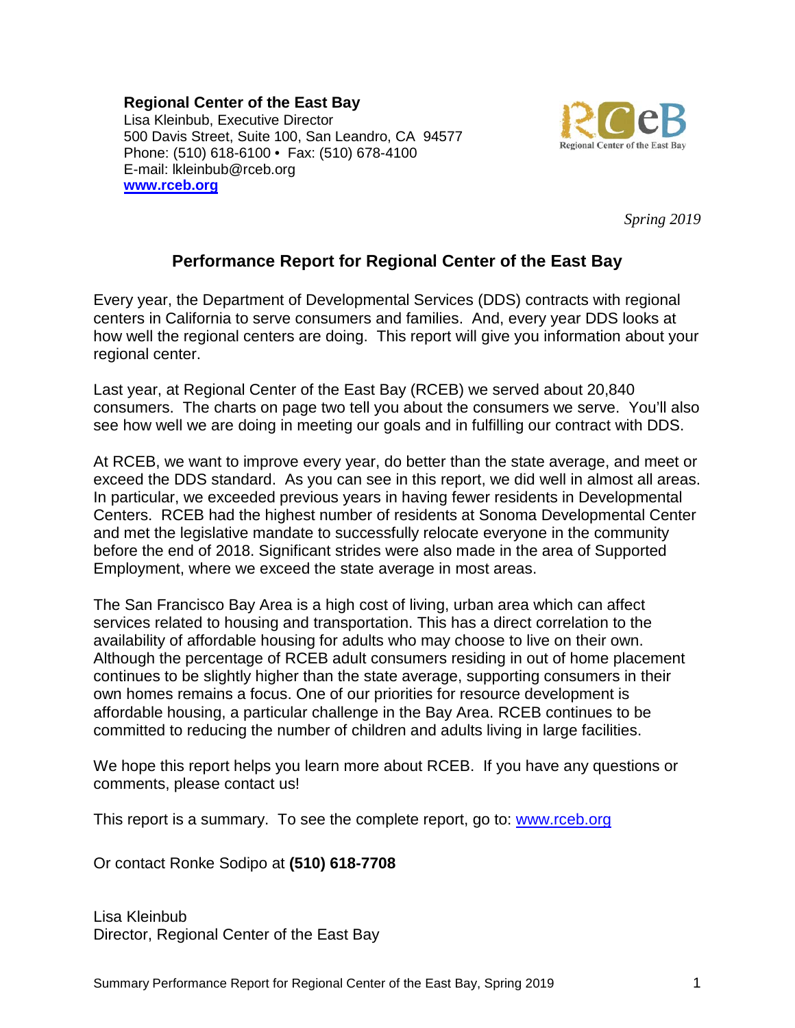**Regional Center of the East Bay**
Lisa Kleinbub, Executive Director
500 Davis Street, Suite 100, San Leandro, CA 94577
Phone: (510) 618-6100 • Fax: (510) 678-4100
E-mail: lkleinbub@rceb.org
**www.rceb.org**

*Spring 2019*

## Performance Report for Regional Center of the East Bay

Every year, the Department of Developmental Services (DDS) contracts with regional centers in California to serve consumers and families. And, every year DDS looks at how well the regional centers are doing. This report will give you information about your regional center.

Last year, at Regional Center of the East Bay (RCEB) we served about 20,840 consumers. The charts on page two tell you about the consumers we serve. You'll also see how well we are doing in meeting our goals and in fulfilling our contract with DDS.

At RCEB, we want to improve every year, do better than the state average, and meet or exceed the DDS standard. As you can see in this report, we did well in almost all areas. In particular, we exceeded previous years in having fewer residents in Developmental Centers. RCEB had the highest number of residents at Sonoma Developmental Center and met the legislative mandate to successfully relocate everyone in the community before the end of 2018. Significant strides were also made in the area of Supported Employment, where we exceed the state average in most areas.

The San Francisco Bay Area is a high cost of living, urban area which can affect services related to housing and transportation. This has a direct correlation to the availability of affordable housing for adults who may choose to live on their own. Although the percentage of RCEB adult consumers residing in out of home placement continues to be slightly higher than the state average, supporting consumers in their own homes remains a focus. One of our priorities for resource development is affordable housing, a particular challenge in the Bay Area. RCEB continues to be committed to reducing the number of children and adults living in large facilities.

We hope this report helps you learn more about RCEB. If you have any questions or comments, please contact us!

This report is a summary. To see the complete report, go to: www.rceb.org

Or contact Ronke Sodipo at **(510) 618-7708**

Lisa Kleinbub
Director, Regional Center of the East Bay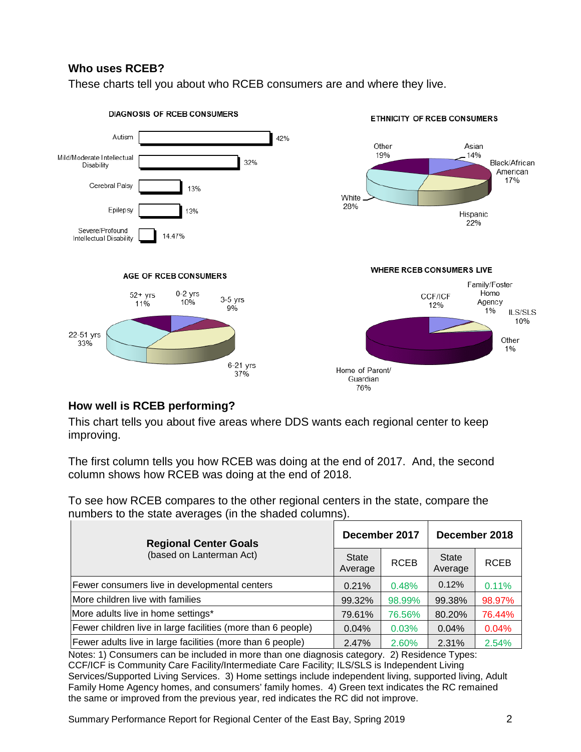## Who uses RCEB?

These charts tell you about who RCEB consumers are and where they live.

**DIAGNOSIS OF RCEB CONSUMERS**

| Diagnosis | Percent |
|---|---|
| Autism | 42% |
| Mild/Moderate Intellectual Disability | 32% |
| Cerebral Palsy | 13% |
| Epilepsy | 13% |
| Severe/Profound Intellectual Disability | 14.47% |

**ETHNICITY OF RCEB CONSUMERS**

| Ethnicity | Percent |
|---|---|
| Other | 19% |
| Asian | 14% |
| Black/African American | 17% |
| Hispanic | 22% |
| White | 28% |

**AGE OF RCEB CONSUMERS**

| Age | Percent |
|---|---|
| 52+ yrs | 11% |
| 0-2 yrs | 10% |
| 3-5 yrs | 9% |
| 6-21 yrs | 37% |
| 22-51 yrs | 33% |

**WHERE RCEB CONSUMERS LIVE**

| Residence | Percent |
|---|---|
| CCF/ICF | 12% |
| Family/Foster Home Agency | 1% |
| ILS/SLS | 10% |
| Other | 1% |
| Home of Parent/ Guardian | 76% |

## How well is RCEB performing?

This chart tells you about five areas where DDS wants each regional center to keep improving.

The first column tells you how RCEB was doing at the end of 2017. And, the second column shows how RCEB was doing at the end of 2018.

To see how RCEB compares to the other regional centers in the state, compare the numbers to the state averages (in the shaded columns).

| **Regional Center Goals** (based on Lanterman Act) | **December 2017** | | **December 2018** | |
|---|---|---|---|---|
| | State Average | RCEB | State Average | RCEB |
| Fewer consumers live in developmental centers | 0.21% | 0.48% | 0.12% | 0.11% |
| More children live with families | 99.32% | 98.99% | 99.38% | 98.97% |
| More adults live in home settings* | 79.61% | 76.56% | 80.20% | 76.44% |
| Fewer children live in large facilities (more than 6 people) | 0.04% | 0.03% | 0.04% | 0.04% |
| Fewer adults live in large facilities (more than 6 people) | 2.47% | 2.60% | 2.31% | 2.54% |

Notes: 1) Consumers can be included in more than one diagnosis category. 2) Residence Types: CCF/ICF is Community Care Facility/Intermediate Care Facility; ILS/SLS is Independent Living Services/Supported Living Services. 3) Home settings include independent living, supported living, Adult Family Home Agency homes, and consumers' family homes. 4) Green text indicates the RC remained the same or improved from the previous year, red indicates the RC did not improve.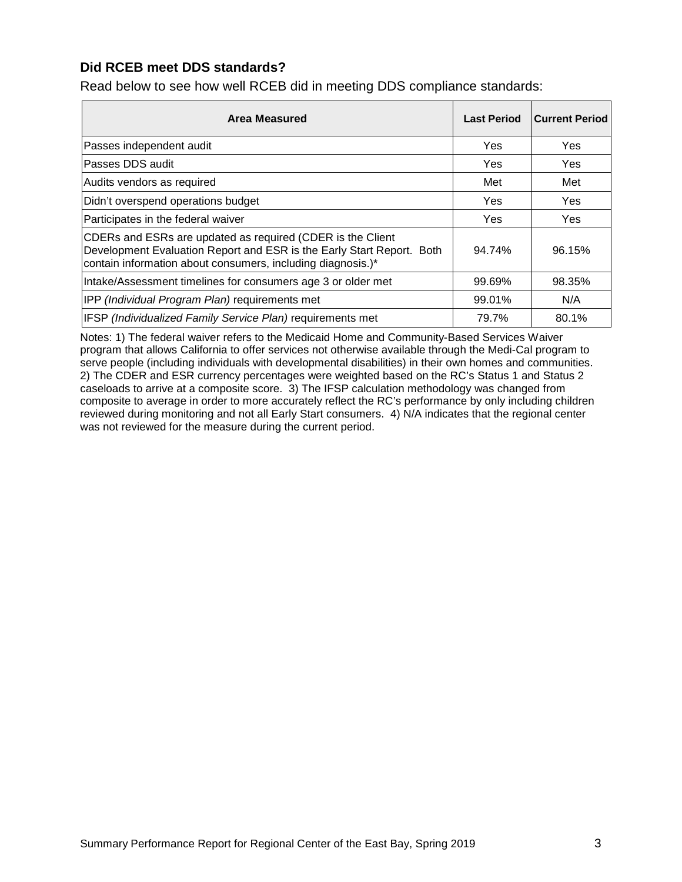### Did RCEB meet DDS standards?

Read below to see how well RCEB did in meeting DDS compliance standards:

| Area Measured | Last Period | Current Period |
|---|---|---|
| Passes independent audit | Yes | Yes |
| Passes DDS audit | Yes | Yes |
| Audits vendors as required | Met | Met |
| Didn't overspend operations budget | Yes | Yes |
| Participates in the federal waiver | Yes | Yes |
| CDERs and ESRs are updated as required (CDER is the Client Development Evaluation Report and ESR is the Early Start Report. Both contain information about consumers, including diagnosis.)* | 94.74% | 96.15% |
| Intake/Assessment timelines for consumers age 3 or older met | 99.69% | 98.35% |
| IPP *(Individual Program Plan)* requirements met | 99.01% | N/A |
| IFSP *(Individualized Family Service Plan)* requirements met | 79.7% | 80.1% |

Notes: 1) The federal waiver refers to the Medicaid Home and Community-Based Services Waiver program that allows California to offer services not otherwise available through the Medi-Cal program to serve people (including individuals with developmental disabilities) in their own homes and communities. 2) The CDER and ESR currency percentages were weighted based on the RC's Status 1 and Status 2 caseloads to arrive at a composite score. 3) The IFSP calculation methodology was changed from composite to average in order to more accurately reflect the RC's performance by only including children reviewed during monitoring and not all Early Start consumers. 4) N/A indicates that the regional center was not reviewed for the measure during the current period.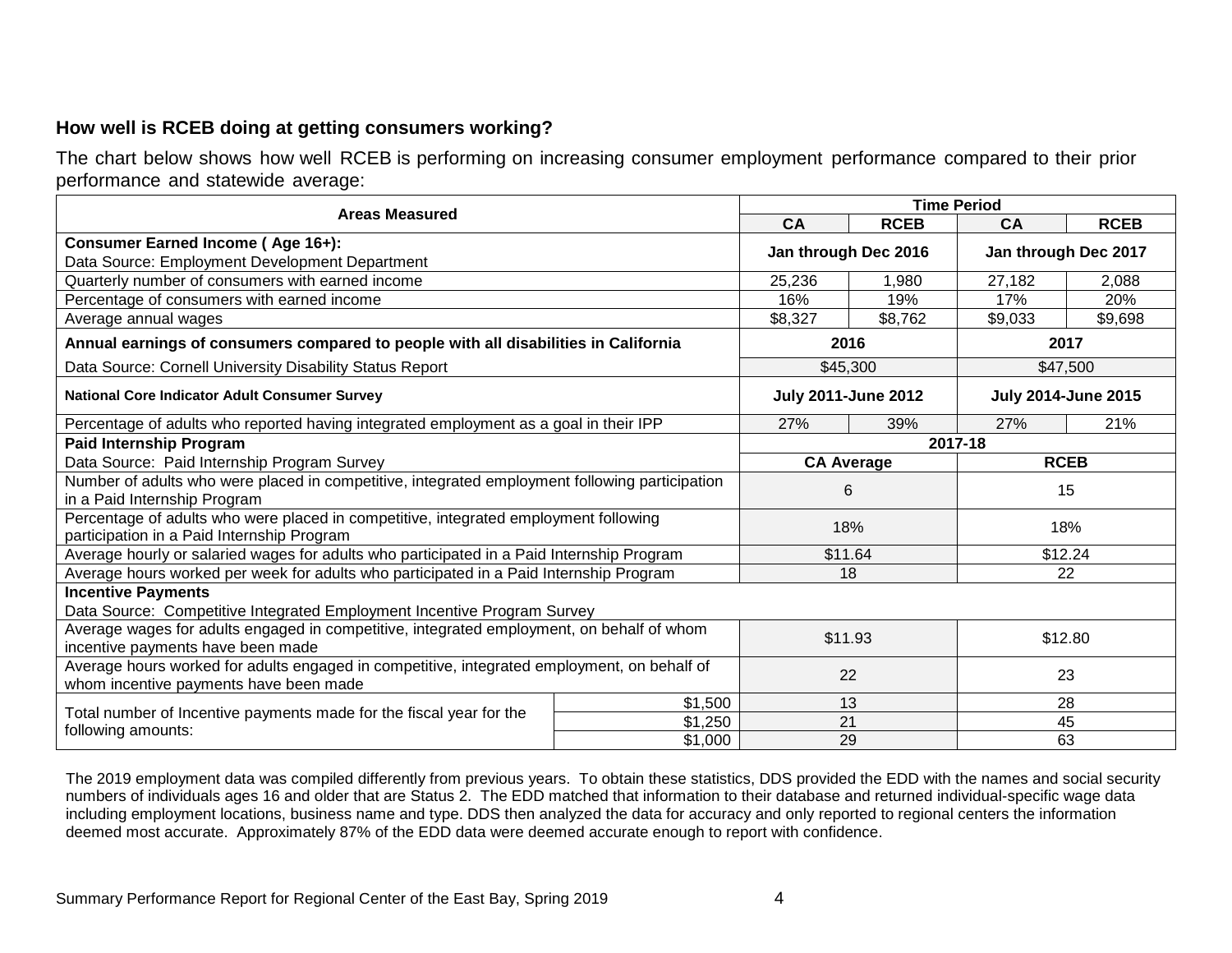### How well is RCEB doing at getting consumers working?

The chart below shows how well RCEB is performing on increasing consumer employment performance compared to their prior performance and statewide average:

| Areas Measured | | Time Period | | | |
|---|---|---|---|---|---|
| | | CA | RCEB | CA | RCEB |
| **Consumer Earned Income ( Age 16+):** Data Source: Employment Development Department | | **Jan through Dec 2016** | | **Jan through Dec 2017** | |
| Quarterly number of consumers with earned income | | 25,236 | 1,980 | 27,182 | 2,088 |
| Percentage of consumers with earned income | | 16% | 19% | 17% | 20% |
| Average annual wages | | $8,327 | $8,762 | $9,033 | $9,698 |
| **Annual earnings of consumers compared to people with all disabilities in California** | | **2016** | | **2017** | |
| Data Source: Cornell University Disability Status Report | | $45,300 | | $47,500 | |
| **National Core Indicator Adult Consumer Survey** | | **July 2011-June 2012** | | **July 2014-June 2015** | |
| Percentage of adults who reported having integrated employment as a goal in their IPP | | 27% | 39% | 27% | 21% |
| **Paid Internship Program** | | **2017-18** | | | |
| Data Source: Paid Internship Program Survey | | **CA Average** | | **RCEB** | |
| Number of adults who were placed in competitive, integrated employment following participation in a Paid Internship Program | | 6 | | 15 | |
| Percentage of adults who were placed in competitive, integrated employment following participation in a Paid Internship Program | | 18% | | 18% | |
| Average hourly or salaried wages for adults who participated in a Paid Internship Program | | $11.64 | | $12.24 | |
| Average hours worked per week for adults who participated in a Paid Internship Program | | 18 | | 22 | |
| **Incentive Payments** Data Source: Competitive Integrated Employment Incentive Program Survey | | | | | |
| Average wages for adults engaged in competitive, integrated employment, on behalf of whom incentive payments have been made | | $11.93 | | $12.80 | |
| Average hours worked for adults engaged in competitive, integrated employment, on behalf of whom incentive payments have been made | | 22 | | 23 | |
| Total number of Incentive payments made for the fiscal year for the following amounts: | $1,500 | 13 | | 28 | |
| | $1,250 | 21 | | 45 | |
| | $1,000 | 29 | | 63 | |

The 2019 employment data was compiled differently from previous years. To obtain these statistics, DDS provided the EDD with the names and social security numbers of individuals ages 16 and older that are Status 2. The EDD matched that information to their database and returned individual-specific wage data including employment locations, business name and type. DDS then analyzed the data for accuracy and only reported to regional centers the information deemed most accurate. Approximately 87% of the EDD data were deemed accurate enough to report with confidence.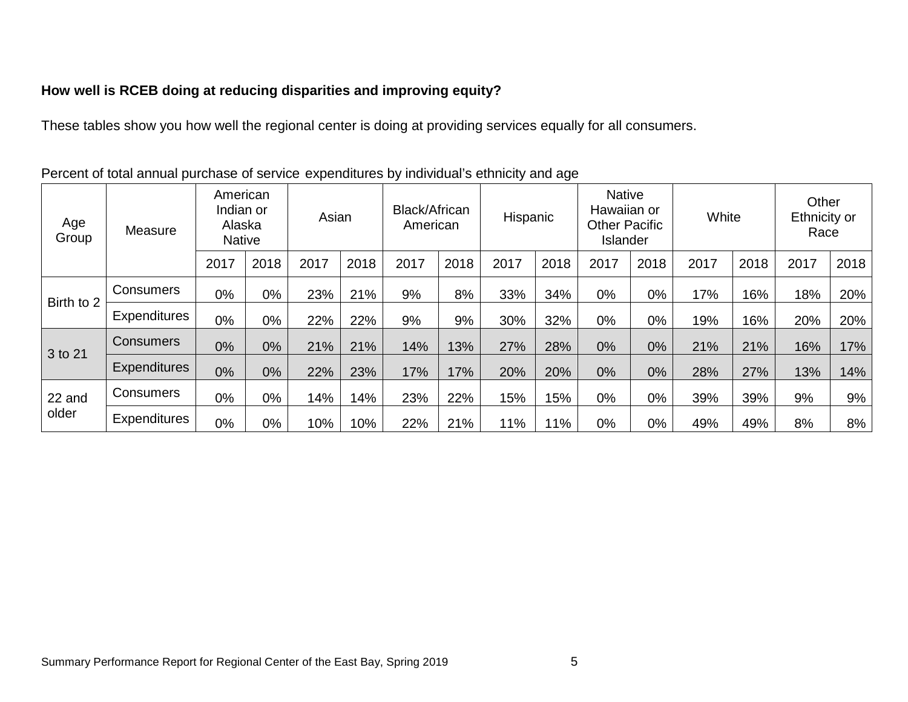**How well is RCEB doing at reducing disparities and improving equity?**

These tables show you how well the regional center is doing at providing services equally for all consumers.

Percent of total annual purchase of service expenditures by individual's ethnicity and age

| Age Group | Measure | American Indian or Alaska Native | | Asian | | Black/African American | | Hispanic | | Native Hawaiian or Other Pacific Islander | | White | | Other Ethnicity or Race | |
|---|---|---|---|---|---|---|---|---|---|---|---|---|---|---|---|
| | | 2017 | 2018 | 2017 | 2018 | 2017 | 2018 | 2017 | 2018 | 2017 | 2018 | 2017 | 2018 | 2017 | 2018 |
| Birth to 2 | Consumers | 0% | 0% | 23% | 21% | 9% | 8% | 33% | 34% | 0% | 0% | 17% | 16% | 18% | 20% |
| | Expenditures | 0% | 0% | 22% | 22% | 9% | 9% | 30% | 32% | 0% | 0% | 19% | 16% | 20% | 20% |
| 3 to 21 | Consumers | 0% | 0% | 21% | 21% | 14% | 13% | 27% | 28% | 0% | 0% | 21% | 21% | 16% | 17% |
| | Expenditures | 0% | 0% | 22% | 23% | 17% | 17% | 20% | 20% | 0% | 0% | 28% | 27% | 13% | 14% |
| 22 and older | Consumers | 0% | 0% | 14% | 14% | 23% | 22% | 15% | 15% | 0% | 0% | 39% | 39% | 9% | 9% |
| | Expenditures | 0% | 0% | 10% | 10% | 22% | 21% | 11% | 11% | 0% | 0% | 49% | 49% | 8% | 8% |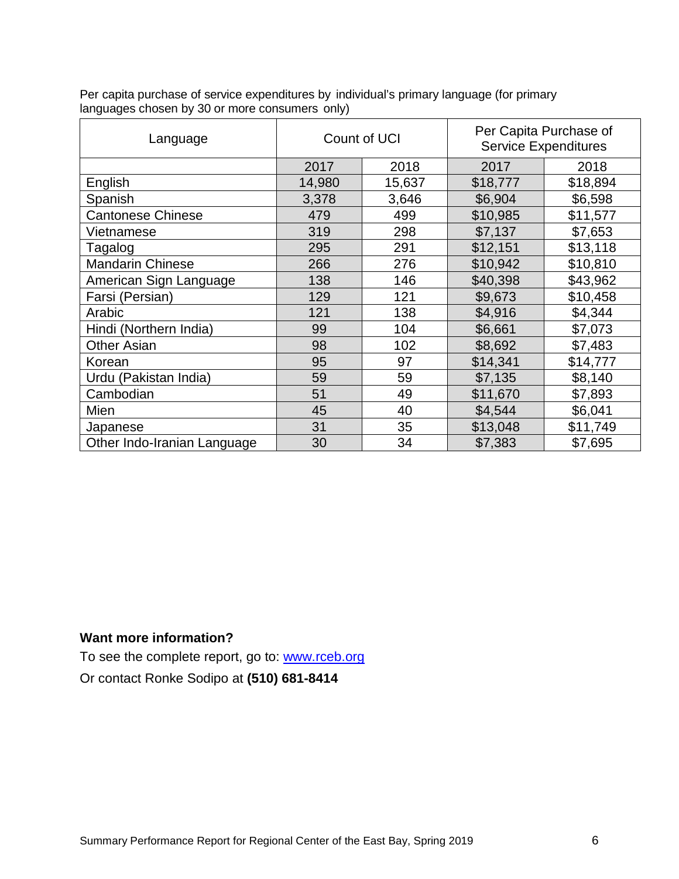Per capita purchase of service expenditures by individual's primary language (for primary languages chosen by 30 or more consumers only)

| Language | Count of UCI | | Per Capita Purchase of Service Expenditures | |
|---|---|---|---|---|
| | 2017 | 2018 | 2017 | 2018 |
| English | 14,980 | 15,637 | $18,777 | $18,894 |
| Spanish | 3,378 | 3,646 | $6,904 | $6,598 |
| Cantonese Chinese | 479 | 499 | $10,985 | $11,577 |
| Vietnamese | 319 | 298 | $7,137 | $7,653 |
| Tagalog | 295 | 291 | $12,151 | $13,118 |
| Mandarin Chinese | 266 | 276 | $10,942 | $10,810 |
| American Sign Language | 138 | 146 | $40,398 | $43,962 |
| Farsi (Persian) | 129 | 121 | $9,673 | $10,458 |
| Arabic | 121 | 138 | $4,916 | $4,344 |
| Hindi (Northern India) | 99 | 104 | $6,661 | $7,073 |
| Other Asian | 98 | 102 | $8,692 | $7,483 |
| Korean | 95 | 97 | $14,341 | $14,777 |
| Urdu (Pakistan India) | 59 | 59 | $7,135 | $8,140 |
| Cambodian | 51 | 49 | $11,670 | $7,893 |
| Mien | 45 | 40 | $4,544 | $6,041 |
| Japanese | 31 | 35 | $13,048 | $11,749 |
| Other Indo-Iranian Language | 30 | 34 | $7,383 | $7,695 |

**Want more information?**

To see the complete report, go to: [www.rceb.org](http://www.rceb.org)

Or contact Ronke Sodipo at **(510) 681-8414**